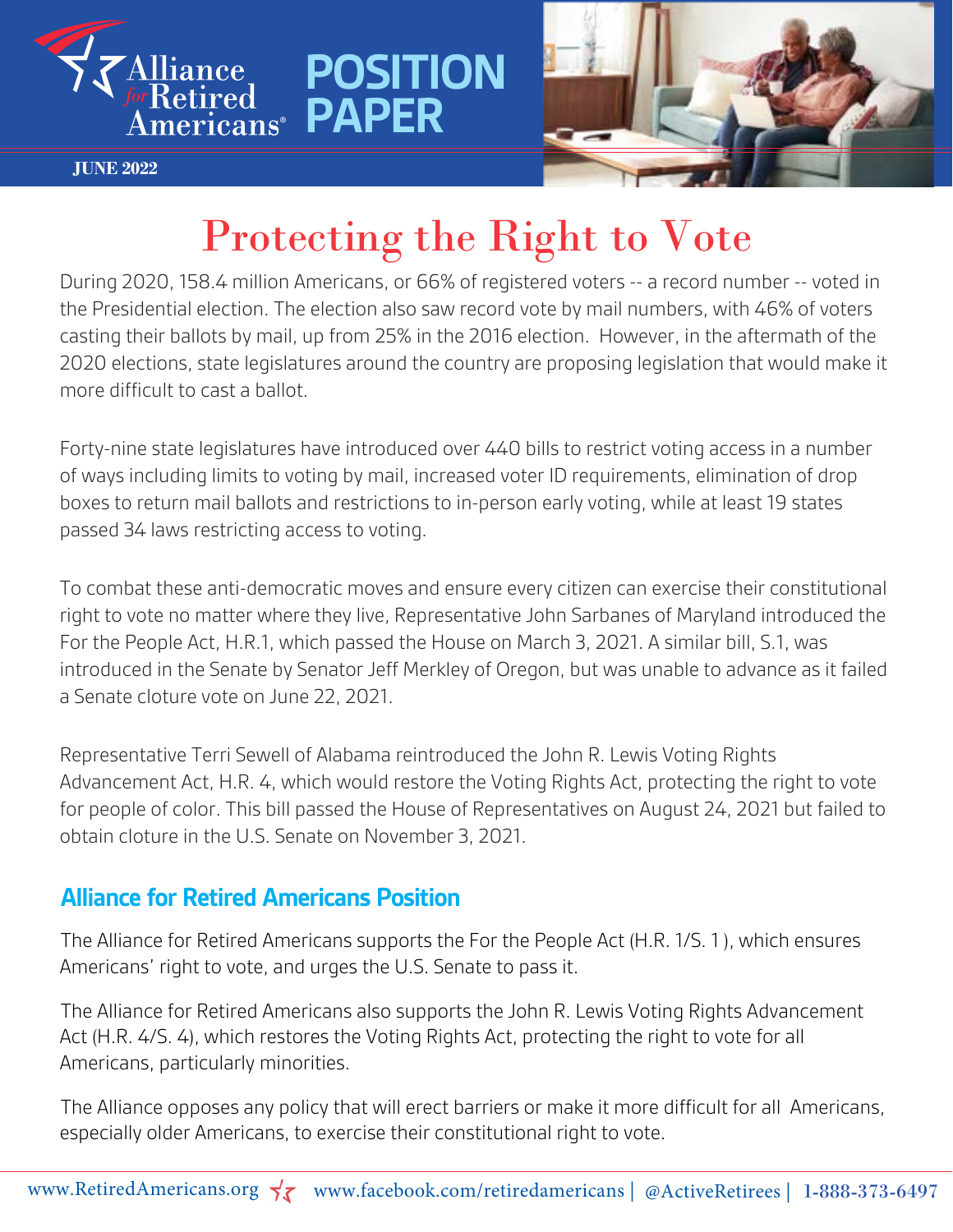Alliance for Retired Americans

# POSITION PAPER

**JUNE 2022**

# Protecting the Right to Vote

During 2020, 158.4 million Americans, or 66% of registered voters -- a record number -- voted in the Presidential election. The election also saw record vote by mail numbers, with 46% of voters casting their ballots by mail, up from 25% in the 2016 election. However, in the aftermath of the 2020 elections, state legislatures around the country are proposing legislation that would make it more difficult to cast a ballot.

Forty-nine state legislatures have introduced over 440 bills to restrict voting access in a number of ways including limits to voting by mail, increased voter ID requirements, elimination of drop boxes to return mail ballots and restrictions to in-person early voting, while at least 19 states passed 34 laws restricting access to voting.

To combat these anti-democratic moves and ensure every citizen can exercise their constitutional right to vote no matter where they live, Representative John Sarbanes of Maryland introduced the For the People Act, H.R.1, which passed the House on March 3, 2021. A similar bill, S.1, was introduced in the Senate by Senator Jeff Merkley of Oregon, but was unable to advance as it failed a Senate cloture vote on June 22, 2021.

Representative Terri Sewell of Alabama reintroduced the John R. Lewis Voting Rights Advancement Act, H.R. 4, which would restore the Voting Rights Act, protecting the right to vote for people of color. This bill passed the House of Representatives on August 24, 2021 but failed to obtain cloture in the U.S. Senate on November 3, 2021.

## Alliance for Retired Americans Position

The Alliance for Retired Americans supports the For the People Act (H.R. 1/S. 1 ), which ensures Americans' right to vote, and urges the U.S. Senate to pass it.

The Alliance for Retired Americans also supports the John R. Lewis Voting Rights Advancement Act (H.R. 4/S. 4), which restores the Voting Rights Act, protecting the right to vote for all Americans, particularly minorities.

The Alliance opposes any policy that will erect barriers or make it more difficult for all Americans, especially older Americans, to exercise their constitutional right to vote.

www.RetiredAmericans.org | www.facebook.com/retiredamericans | @ActiveRetirees | 1-888-373-6497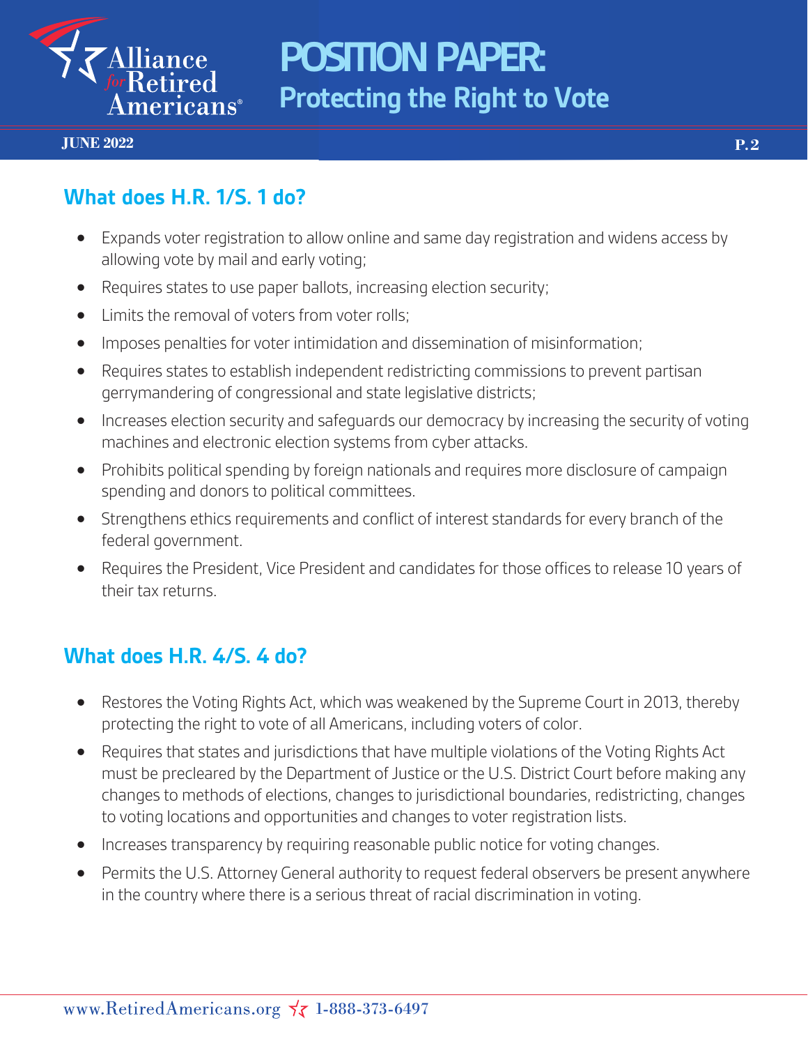## What does H.R. 1/S. 1 do?

- Expands voter registration to allow online and same day registration and widens access by allowing vote by mail and early voting;
- Requires states to use paper ballots, increasing election security;
- Limits the removal of voters from voter rolls;
- Imposes penalties for voter intimidation and dissemination of misinformation;
- Requires states to establish independent redistricting commissions to prevent partisan gerrymandering of congressional and state legislative districts;
- Increases election security and safeguards our democracy by increasing the security of voting machines and electronic election systems from cyber attacks.
- Prohibits political spending by foreign nationals and requires more disclosure of campaign spending and donors to political committees.
- Strengthens ethics requirements and conflict of interest standards for every branch of the federal government.
- Requires the President, Vice President and candidates for those offices to release 10 years of their tax returns.

## What does H.R. 4/S. 4 do?

- Restores the Voting Rights Act, which was weakened by the Supreme Court in 2013, thereby protecting the right to vote of all Americans, including voters of color.
- Requires that states and jurisdictions that have multiple violations of the Voting Rights Act must be precleared by the Department of Justice or the U.S. District Court before making any changes to methods of elections, changes to jurisdictional boundaries, redistricting, changes to voting locations and opportunities and changes to voter registration lists.
- Increases transparency by requiring reasonable public notice for voting changes.
- Permits the U.S. Attorney General authority to request federal observers be present anywhere in the country where there is a serious threat of racial discrimination in voting.